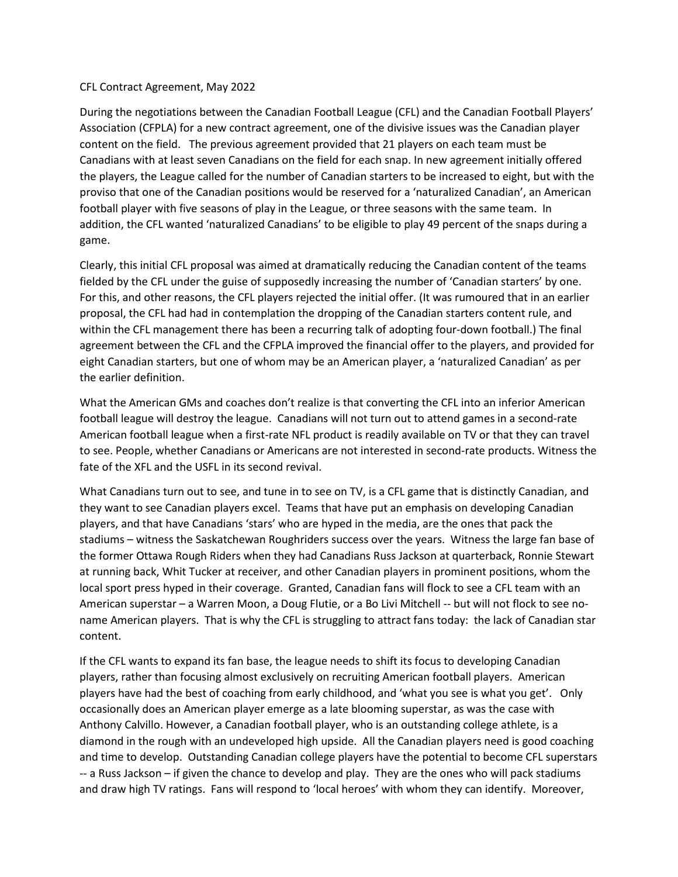CFL Contract Agreement, May 2022

During the negotiations between the Canadian Football League (CFL) and the Canadian Football Players' Association (CFPLA) for a new contract agreement, one of the divisive issues was the Canadian player content on the field. The previous agreement provided that 21 players on each team must be Canadians with at least seven Canadians on the field for each snap. In new agreement initially offered the players, the League called for the number of Canadian starters to be increased to eight, but with the proviso that one of the Canadian positions would be reserved for a 'naturalized Canadian', an American football player with five seasons of play in the League, or three seasons with the same team. In addition, the CFL wanted 'naturalized Canadians' to be eligible to play 49 percent of the snaps during a game.

Clearly, this initial CFL proposal was aimed at dramatically reducing the Canadian content of the teams fielded by the CFL under the guise of supposedly increasing the number of 'Canadian starters' by one. For this, and other reasons, the CFL players rejected the initial offer. (It was rumoured that in an earlier proposal, the CFL had had in contemplation the dropping of the Canadian starters content rule, and within the CFL management there has been a recurring talk of adopting four-down football.) The final agreement between the CFL and the CFPLA improved the financial offer to the players, and provided for eight Canadian starters, but one of whom may be an American player, a 'naturalized Canadian' as per the earlier definition.

What the American GMs and coaches don't realize is that converting the CFL into an inferior American football league will destroy the league. Canadians will not turn out to attend games in a second-rate American football league when a first-rate NFL product is readily available on TV or that they can travel to see. People, whether Canadians or Americans are not interested in second-rate products. Witness the fate of the XFL and the USFL in its second revival.

What Canadians turn out to see, and tune in to see on TV, is a CFL game that is distinctly Canadian, and they want to see Canadian players excel. Teams that have put an emphasis on developing Canadian players, and that have Canadians 'stars' who are hyped in the media, are the ones that pack the stadiums – witness the Saskatchewan Roughriders success over the years. Witness the large fan base of the former Ottawa Rough Riders when they had Canadians Russ Jackson at quarterback, Ronnie Stewart at running back, Whit Tucker at receiver, and other Canadian players in prominent positions, whom the local sport press hyped in their coverage. Granted, Canadian fans will flock to see a CFL team with an American superstar – a Warren Moon, a Doug Flutie, or a Bo Livi Mitchell -- but will not flock to see no-name American players. That is why the CFL is struggling to attract fans today: the lack of Canadian star content.

If the CFL wants to expand its fan base, the league needs to shift its focus to developing Canadian players, rather than focusing almost exclusively on recruiting American football players. American players have had the best of coaching from early childhood, and 'what you see is what you get'. Only occasionally does an American player emerge as a late blooming superstar, as was the case with Anthony Calvillo. However, a Canadian football player, who is an outstanding college athlete, is a diamond in the rough with an undeveloped high upside. All the Canadian players need is good coaching and time to develop. Outstanding Canadian college players have the potential to become CFL superstars -- a Russ Jackson – if given the chance to develop and play. They are the ones who will pack stadiums and draw high TV ratings. Fans will respond to 'local heroes' with whom they can identify. Moreover,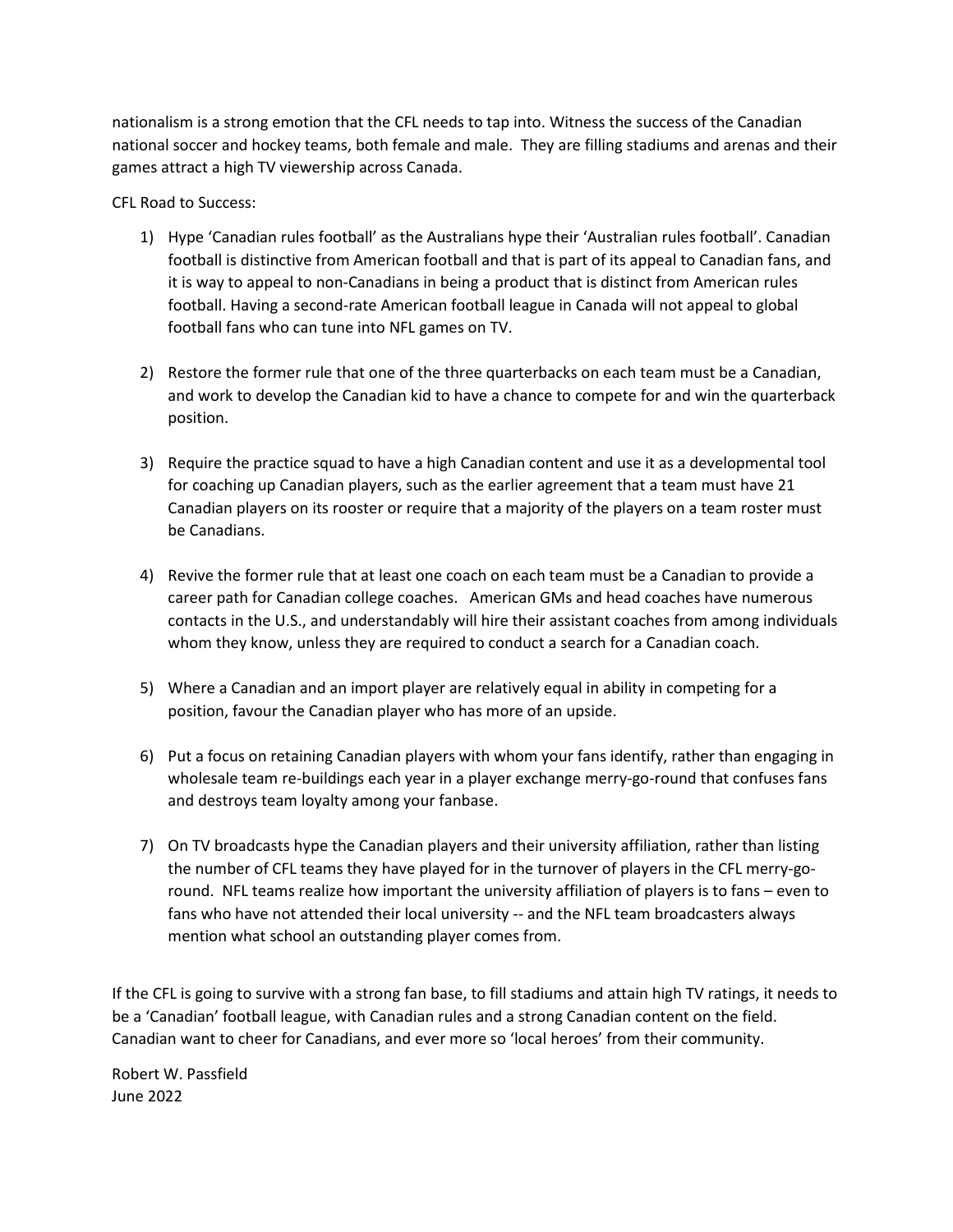nationalism is a strong emotion that the CFL needs to tap into. Witness the success of the Canadian national soccer and hockey teams, both female and male. They are filling stadiums and arenas and their games attract a high TV viewership across Canada.

CFL Road to Success:

1) Hype 'Canadian rules football' as the Australians hype their 'Australian rules football'. Canadian football is distinctive from American football and that is part of its appeal to Canadian fans, and it is way to appeal to non-Canadians in being a product that is distinct from American rules football. Having a second-rate American football league in Canada will not appeal to global football fans who can tune into NFL games on TV.

2) Restore the former rule that one of the three quarterbacks on each team must be a Canadian, and work to develop the Canadian kid to have a chance to compete for and win the quarterback position.

3) Require the practice squad to have a high Canadian content and use it as a developmental tool for coaching up Canadian players, such as the earlier agreement that a team must have 21 Canadian players on its rooster or require that a majority of the players on a team roster must be Canadians.

4) Revive the former rule that at least one coach on each team must be a Canadian to provide a career path for Canadian college coaches. American GMs and head coaches have numerous contacts in the U.S., and understandably will hire their assistant coaches from among individuals whom they know, unless they are required to conduct a search for a Canadian coach.

5) Where a Canadian and an import player are relatively equal in ability in competing for a position, favour the Canadian player who has more of an upside.

6) Put a focus on retaining Canadian players with whom your fans identify, rather than engaging in wholesale team re-buildings each year in a player exchange merry-go-round that confuses fans and destroys team loyalty among your fanbase.

7) On TV broadcasts hype the Canadian players and their university affiliation, rather than listing the number of CFL teams they have played for in the turnover of players in the CFL merry-go-round. NFL teams realize how important the university affiliation of players is to fans – even to fans who have not attended their local university -- and the NFL team broadcasters always mention what school an outstanding player comes from.

If the CFL is going to survive with a strong fan base, to fill stadiums and attain high TV ratings, it needs to be a 'Canadian' football league, with Canadian rules and a strong Canadian content on the field. Canadian want to cheer for Canadians, and ever more so 'local heroes' from their community.

Robert W. Passfield
June 2022